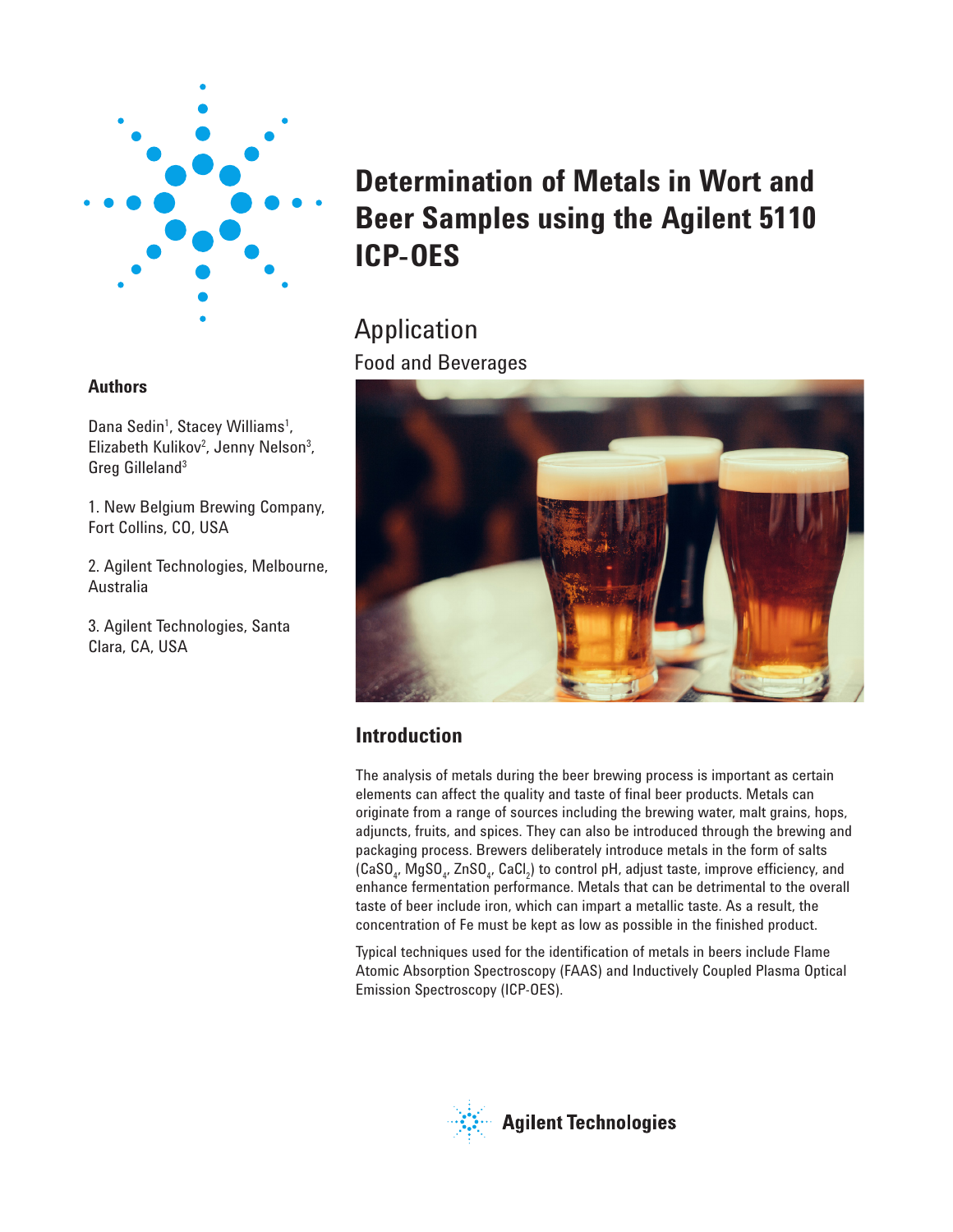# Determination of Metals in Wort and Beer Samples using the Agilent 5110 ICP-OES

## Application

Food and Beverages

### Authors

Dana Sedin[1], Stacey Williams[1], Elizabeth Kulikov[2], Jenny Nelson[3], Greg Gilleland[3]

1. New Belgium Brewing Company, Fort Collins, CO, USA

2. Agilent Technologies, Melbourne, Australia

3. Agilent Technologies, Santa Clara, CA, USA

## Introduction

The analysis of metals during the beer brewing process is important as certain elements can affect the quality and taste of final beer products. Metals can originate from a range of sources including the brewing water, malt grains, hops, adjuncts, fruits, and spices. They can also be introduced through the brewing and packaging process. Brewers deliberately introduce metals in the form of salts ($CaSO_4$, $MgSO_4$, $ZnSO_4$, $CaCl_2$) to control pH, adjust taste, improve efficiency, and enhance fermentation performance. Metals that can be detrimental to the overall taste of beer include iron, which can impart a metallic taste. As a result, the concentration of Fe must be kept as low as possible in the finished product.

Typical techniques used for the identification of metals in beers include Flame Atomic Absorption Spectroscopy (FAAS) and Inductively Coupled Plasma Optical Emission Spectroscopy (ICP-OES).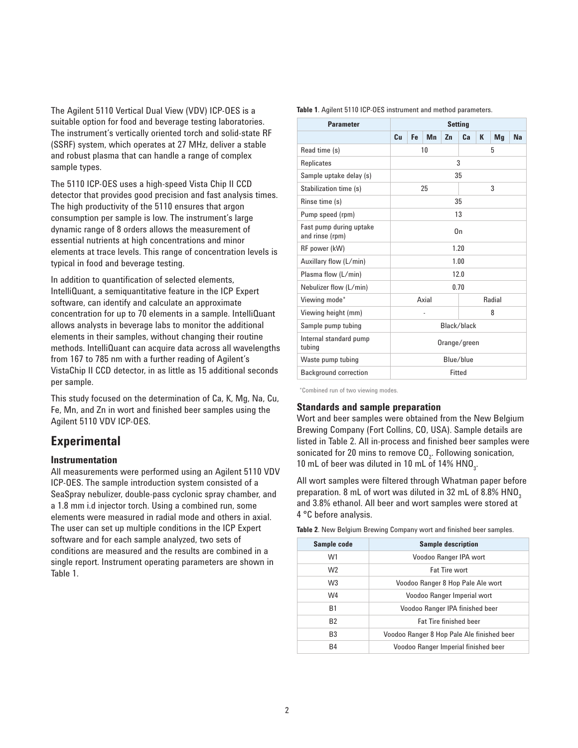The Agilent 5110 Vertical Dual View (VDV) ICP-OES is a suitable option for food and beverage testing laboratories. The instrument's vertically oriented torch and solid-state RF (SSRF) system, which operates at 27 MHz, deliver a stable and robust plasma that can handle a range of complex sample types.

The 5110 ICP-OES uses a high-speed Vista Chip II CCD detector that provides good precision and fast analysis times. The high productivity of the 5110 ensures that argon consumption per sample is low. The instrument's large dynamic range of 8 orders allows the measurement of essential nutrients at high concentrations and minor elements at trace levels. This range of concentration levels is typical in food and beverage testing.

In addition to quantification of selected elements, IntelliQuant, a semiquantitative feature in the ICP Expert software, can identify and calculate an approximate concentration for up to 70 elements in a sample. IntelliQuant allows analysts in beverage labs to monitor the additional elements in their samples, without changing their routine methods. IntelliQuant can acquire data across all wavelengths from 167 to 785 nm with a further reading of Agilent's VistaChip II CCD detector, in as little as 15 additional seconds per sample.

This study focused on the determination of Ca, K, Mg, Na, Cu, Fe, Mn, and Zn in wort and finished beer samples using the Agilent 5110 VDV ICP-OES.

## Experimental

### Instrumentation

All measurements were performed using an Agilent 5110 VDV ICP-OES. The sample introduction system consisted of a SeaSpray nebulizer, double-pass cyclonic spray chamber, and a 1.8 mm i.d injector torch. Using a combined run, some elements were measured in radial mode and others in axial. The user can set up multiple conditions in the ICP Expert software and for each sample analyzed, two sets of conditions are measured and the results are combined in a single report. Instrument operating parameters are shown in Table 1.

**Table 1**. Agilent 5110 ICP-OES instrument and method parameters.

| Parameter | Setting | | | | | | | |
|---|---|---|---|---|---|---|---|---|
| | Cu | Fe | Mn | Zn | Ca | K | Mg | Na |
| Read time (s) | 10 | | | | 5 | | | |
| Replicates | 3 | | | | | | | |
| Sample uptake delay (s) | 35 | | | | | | | |
| Stabilization time (s) | 25 | | | | 3 | | | |
| Rinse time (s) | 35 | | | | | | | |
| Pump speed (rpm) | 13 | | | | | | | |
| Fast pump during uptake and rinse (rpm) | On | | | | | | | |
| RF power (kW) | 1.20 | | | | | | | |
| Auxillary flow (L/min) | 1.00 | | | | | | | |
| Plasma flow (L/min) | 12.0 | | | | | | | |
| Nebulizer flow (L/min) | 0.70 | | | | | | | |
| Viewing mode* | Axial | | | | Radial | | | |
| Viewing height (mm) | - | | | | 8 | | | |
| Sample pump tubing | Black/black | | | | | | | |
| Internal standard pump tubing | Orange/green | | | | | | | |
| Waste pump tubing | Blue/blue | | | | | | | |
| Background correction | Fitted | | | | | | | |

*Combined run of two viewing modes.

### Standards and sample preparation

Wort and beer samples were obtained from the New Belgium Brewing Company (Fort Collins, CO, USA). Sample details are listed in Table 2. All in-process and finished beer samples were sonicated for 20 mins to remove $CO_2$. Following sonication, 10 mL of beer was diluted in 10 mL of 14% $HNO_3$.

All wort samples were filtered through Whatman paper before preparation. 8 mL of wort was diluted in 32 mL of 8.8% $HNO_3$ and 3.8% ethanol. All beer and wort samples were stored at 4 °C before analysis.

**Table 2**. New Belgium Brewing Company wort and finished beer samples.

| Sample code | Sample description |
|---|---|
| W1 | Voodoo Ranger IPA wort |
| W2 | Fat Tire wort |
| W3 | Voodoo Ranger 8 Hop Pale Ale wort |
| W4 | Voodoo Ranger Imperial wort |
| B1 | Voodoo Ranger IPA finished beer |
| B2 | Fat Tire finished beer |
| B3 | Voodoo Ranger 8 Hop Pale Ale finished beer |
| B4 | Voodoo Ranger Imperial finished beer |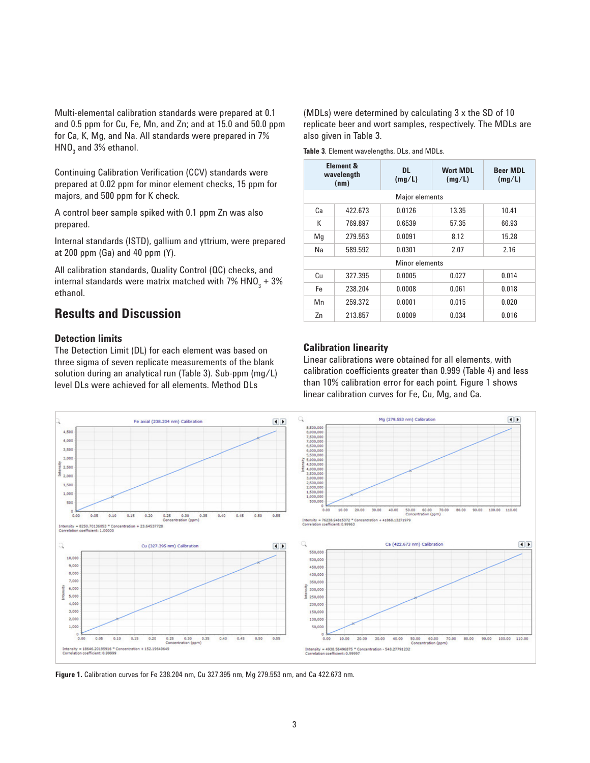Multi-elemental calibration standards were prepared at 0.1 and 0.5 ppm for Cu, Fe, Mn, and Zn; and at 15.0 and 50.0 ppm for Ca, K, Mg, and Na. All standards were prepared in 7% $HNO_3$ and 3% ethanol.

Continuing Calibration Verification (CCV) standards were prepared at 0.02 ppm for minor element checks, 15 ppm for majors, and 500 ppm for K check.

A control beer sample spiked with 0.1 ppm Zn was also prepared.

Internal standards (ISTD), gallium and yttrium, were prepared at 200 ppm (Ga) and 40 ppm (Y).

All calibration standards, Quality Control (QC) checks, and internal standards were matrix matched with 7% $HNO_3$ + 3% ethanol.

## Results and Discussion

### Detection limits

The Detection Limit (DL) for each element was based on three sigma of seven replicate measurements of the blank solution during an analytical run (Table 3). Sub-ppm (mg/L) level DLs were achieved for all elements. Method DLs (MDLs) were determined by calculating 3 x the SD of 10 replicate beer and wort samples, respectively. The MDLs are also given in Table 3.

**Table 3**. Element wavelengths, DLs, and MDLs.

| Element & wavelength (nm) | | DL (mg/L) | Wort MDL (mg/L) | Beer MDL (mg/L) |
|---|---|---|---|---|
| Major elements | | | | |
| Ca | 422.673 | 0.0126 | 13.35 | 10.41 |
| K | 769.897 | 0.6539 | 57.35 | 66.93 |
| Mg | 279.553 | 0.0091 | 8.12 | 15.28 |
| Na | 589.592 | 0.0301 | 2.07 | 2.16 |
| Minor elements | | | | |
| Cu | 327.395 | 0.0005 | 0.027 | 0.014 |
| Fe | 238.204 | 0.0008 | 0.061 | 0.018 |
| Mn | 259.372 | 0.0001 | 0.015 | 0.020 |
| Zn | 213.857 | 0.0009 | 0.034 | 0.016 |

### Calibration linearity

Linear calibrations were obtained for all elements, with calibration coefficients greater than 0.999 (Table 4) and less than 10% calibration error for each point. Figure 1 shows linear calibration curves for Fe, Cu, Mg, and Ca.

**Figure 1.** Calibration curves for Fe 238.204 nm, Cu 327.395 nm, Mg 279.553 nm, and Ca 422.673 nm.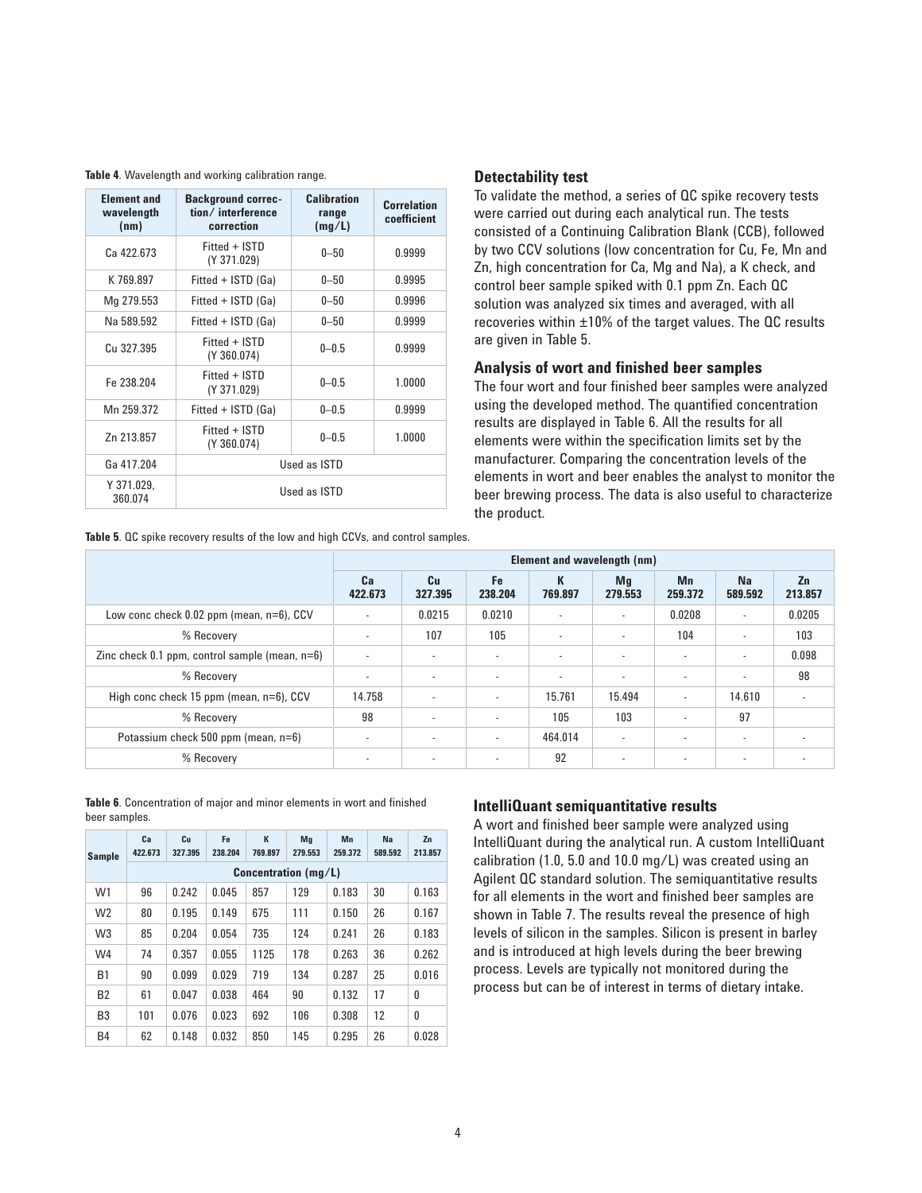**Table 4**. Wavelength and working calibration range.

| Element and wavelength (nm) | Background correction/ interference correction | Calibration range (mg/L) | Correlation coefficient |
|---|---|---|---|
| Ca 422.673 | Fitted + ISTD (Y 371.029) | 0–50 | 0.9999 |
| K 769.897 | Fitted + ISTD (Ga) | 0–50 | 0.9995 |
| Mg 279.553 | Fitted + ISTD (Ga) | 0–50 | 0.9996 |
| Na 589.592 | Fitted + ISTD (Ga) | 0–50 | 0.9999 |
| Cu 327.395 | Fitted + ISTD (Y 360.074) | 0–0.5 | 0.9999 |
| Fe 238.204 | Fitted + ISTD (Y 371.029) | 0–0.5 | 1.0000 |
| Mn 259.372 | Fitted + ISTD (Ga) | 0–0.5 | 0.9999 |
| Zn 213.857 | Fitted + ISTD (Y 360.074) | 0–0.5 | 1.0000 |
| Ga 417.204 | Used as ISTD | | |
| Y 371.029, 360.074 | Used as ISTD | | |

### Detectability test

To validate the method, a series of QC spike recovery tests were carried out during each analytical run. The tests consisted of a Continuing Calibration Blank (CCB), followed by two CCV solutions (low concentration for Cu, Fe, Mn and Zn, high concentration for Ca, Mg and Na), a K check, and control beer sample spiked with 0.1 ppm Zn. Each QC solution was analyzed six times and averaged, with all recoveries within ±10% of the target values. The QC results are given in Table 5.

### Analysis of wort and finished beer samples

The four wort and four finished beer samples were analyzed using the developed method. The quantified concentration results are displayed in Table 6. All the results for all elements were within the specification limits set by the manufacturer. Comparing the concentration levels of the elements in wort and beer enables the analyst to monitor the beer brewing process. The data is also useful to characterize the product.

**Table 5**. QC spike recovery results of the low and high CCVs, and control samples.

| | Element and wavelength (nm) | | | | | | | |
|---|---|---|---|---|---|---|---|---|
| | Ca 422.673 | Cu 327.395 | Fe 238.204 | K 769.897 | Mg 279.553 | Mn 259.372 | Na 589.592 | Zn 213.857 |
| Low conc check 0.02 ppm (mean, n=6), CCV | - | 0.0215 | 0.0210 | - | - | 0.0208 | - | 0.0205 |
| % Recovery | - | 107 | 105 | - | - | 104 | - | 103 |
| Zinc check 0.1 ppm, control sample (mean, n=6) | - | - | - | - | - | - | - | 0.098 |
| % Recovery | - | - | - | - | - | - | - | 98 |
| High conc check 15 ppm (mean, n=6), CCV | 14.758 | - | - | 15.761 | 15.494 | - | 14.610 | - |
| % Recovery | 98 | - | - | 105 | 103 | - | 97 | |
| Potassium check 500 ppm (mean, n=6) | - | - | - | 464.014 | - | - | - | - |
| % Recovery | - | - | - | 92 | - | - | - | - |

**Table 6**. Concentration of major and minor elements in wort and finished beer samples.

| Sample | Ca 422.673 | Cu 327.395 | Fe 238.204 | K 769.897 | Mg 279.553 | Mn 259.372 | Na 589.592 | Zn 213.857 |
|---|---|---|---|---|---|---|---|---|
| | Concentration (mg/L) | | | | | | | |
| W1 | 96 | 0.242 | 0.045 | 857 | 129 | 0.183 | 30 | 0.163 |
| W2 | 80 | 0.195 | 0.149 | 675 | 111 | 0.150 | 26 | 0.167 |
| W3 | 85 | 0.204 | 0.054 | 735 | 124 | 0.241 | 26 | 0.183 |
| W4 | 74 | 0.357 | 0.055 | 1125 | 178 | 0.263 | 36 | 0.262 |
| B1 | 90 | 0.099 | 0.029 | 719 | 134 | 0.287 | 25 | 0.016 |
| B2 | 61 | 0.047 | 0.038 | 464 | 90 | 0.132 | 17 | 0 |
| B3 | 101 | 0.076 | 0.023 | 692 | 106 | 0.308 | 12 | 0 |
| B4 | 62 | 0.148 | 0.032 | 850 | 145 | 0.295 | 26 | 0.028 |

### IntelliQuant semiquantitative results

A wort and finished beer sample were analyzed using IntelliQuant during the analytical run. A custom IntelliQuant calibration (1.0, 5.0 and 10.0 mg/L) was created using an Agilent QC standard solution. The semiquantitative results for all elements in the wort and finished beer samples are shown in Table 7. The results reveal the presence of high levels of silicon in the samples. Silicon is present in barley and is introduced at high levels during the beer brewing process. Levels are typically not monitored during the process but can be of interest in terms of dietary intake.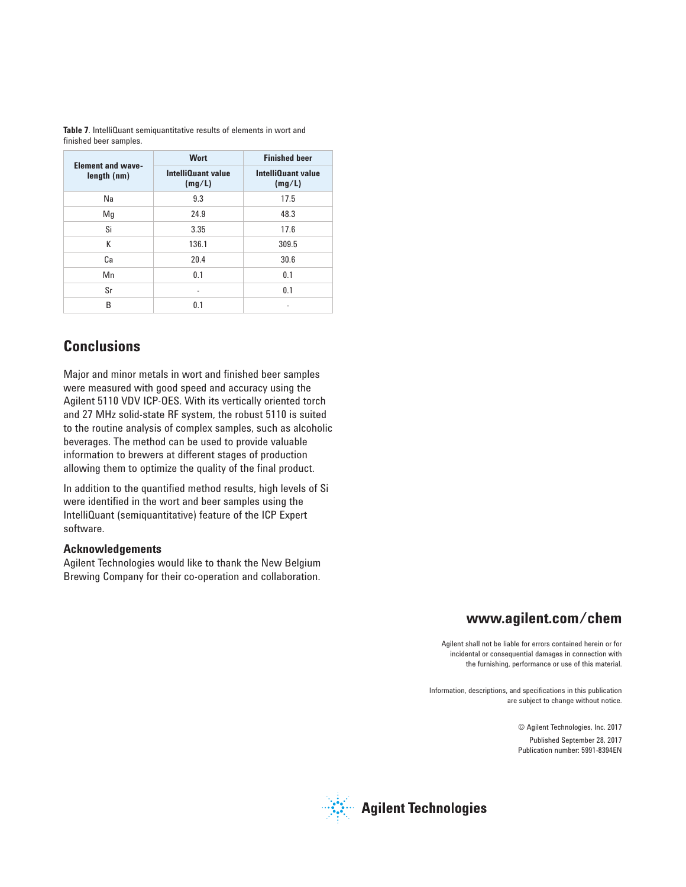**Table 7**. IntelliQuant semiquantitative results of elements in wort and finished beer samples.

| Element and wave-length (nm) | Wort | Finished beer |
|---|---|---|
| | IntelliQuant value (mg/L) | IntelliQuant value (mg/L) |
| Na | 9.3 | 17.5 |
| Mg | 24.9 | 48.3 |
| Si | 3.35 | 17.6 |
| K | 136.1 | 309.5 |
| Ca | 20.4 | 30.6 |
| Mn | 0.1 | 0.1 |
| Sr | - | 0.1 |
| B | 0.1 | - |

## Conclusions

Major and minor metals in wort and finished beer samples were measured with good speed and accuracy using the Agilent 5110 VDV ICP-OES. With its vertically oriented torch and 27 MHz solid-state RF system, the robust 5110 is suited to the routine analysis of complex samples, such as alcoholic beverages. The method can be used to provide valuable information to brewers at different stages of production allowing them to optimize the quality of the final product.

In addition to the quantified method results, high levels of Si were identified in the wort and beer samples using the IntelliQuant (semiquantitative) feature of the ICP Expert software.

### Acknowledgements

Agilent Technologies would like to thank the New Belgium Brewing Company for their co-operation and collaboration.

**www.agilent.com/chem**

Agilent shall not be liable for errors contained herein or for incidental or consequential damages in connection with the furnishing, performance or use of this material.

Information, descriptions, and specifications in this publication are subject to change without notice.

© Agilent Technologies, Inc. 2017
Published September 28, 2017
Publication number: 5991-8394EN

**Agilent Technologies**